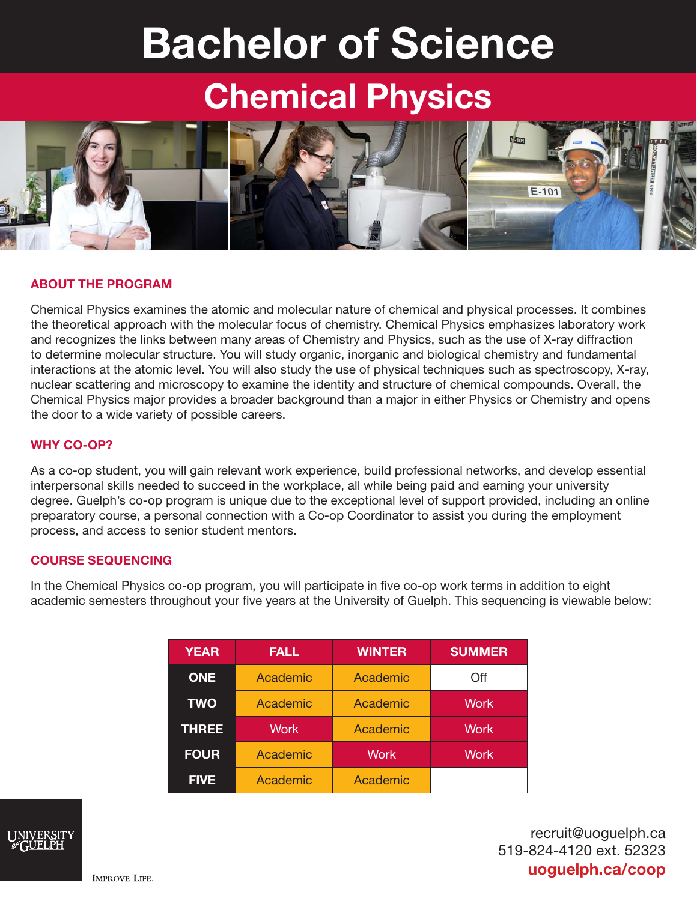# Bachelor of Science

## Chemical Physics

### ABOUT THE PROGRAM

Chemical Physics examines the atomic and molecular nature of chemical and physical processes. It combines the theoretical approach with the molecular focus of chemistry. Chemical Physics emphasizes laboratory work and recognizes the links between many areas of Chemistry and Physics, such as the use of X-ray diffraction to determine molecular structure. You will study organic, inorganic and biological chemistry and fundamental interactions at the atomic level. You will also study the use of physical techniques such as spectroscopy, X-ray, nuclear scattering and microscopy to examine the identity and structure of chemical compounds. Overall, the Chemical Physics major provides a broader background than a major in either Physics or Chemistry and opens the door to a wide variety of possible careers.

### WHY CO-OP?

As a co-op student, you will gain relevant work experience, build professional networks, and develop essential interpersonal skills needed to succeed in the workplace, all while being paid and earning your university degree. Guelph's co-op program is unique due to the exceptional level of support provided, including an online preparatory course, a personal connection with a Co-op Coordinator to assist you during the employment process, and access to senior student mentors.

### COURSE SEQUENCING

In the Chemical Physics co-op program, you will participate in five co-op work terms in addition to eight academic semesters throughout your five years at the University of Guelph. This sequencing is viewable below:

| YEAR | FALL | WINTER | SUMMER |
|---|---|---|---|
| ONE | Academic | Academic | Off |
| TWO | Academic | Academic | Work |
| THREE | Work | Academic | Work |
| FOUR | Academic | Work | Work |
| FIVE | Academic | Academic | |

UNIVERSITY of GUELPH

IMPROVE LIFE.

recruit@uoguelph.ca
519-824-4120 ext. 52323
**uoguelph.ca/coop**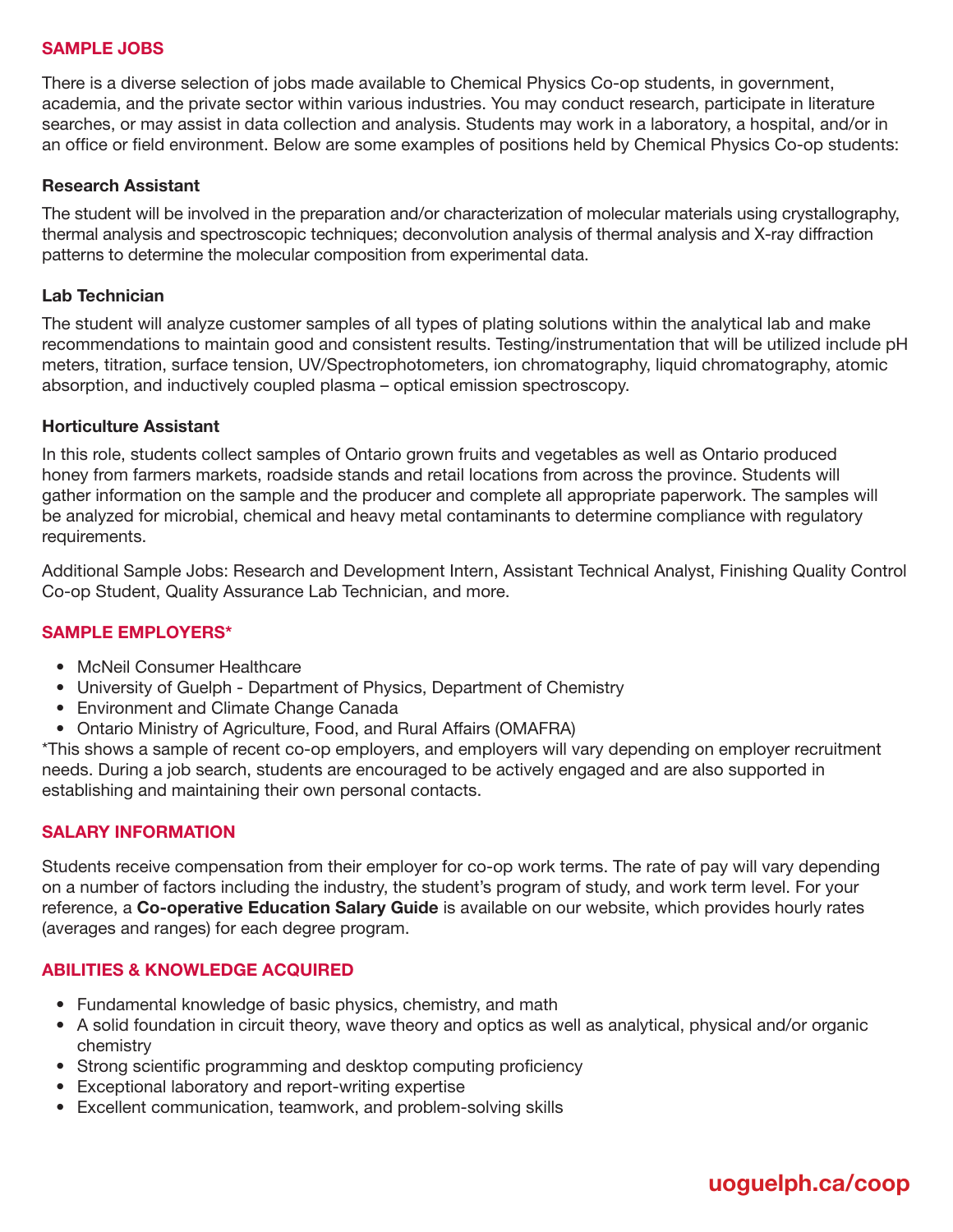## SAMPLE JOBS

There is a diverse selection of jobs made available to Chemical Physics Co-op students, in government, academia, and the private sector within various industries. You may conduct research, participate in literature searches, or may assist in data collection and analysis. Students may work in a laboratory, a hospital, and/or in an office or field environment. Below are some examples of positions held by Chemical Physics Co-op students:

### Research Assistant

The student will be involved in the preparation and/or characterization of molecular materials using crystallography, thermal analysis and spectroscopic techniques; deconvolution analysis of thermal analysis and X-ray diffraction patterns to determine the molecular composition from experimental data.

### Lab Technician

The student will analyze customer samples of all types of plating solutions within the analytical lab and make recommendations to maintain good and consistent results. Testing/instrumentation that will be utilized include pH meters, titration, surface tension, UV/Spectrophotometers, ion chromatography, liquid chromatography, atomic absorption, and inductively coupled plasma – optical emission spectroscopy.

### Horticulture Assistant

In this role, students collect samples of Ontario grown fruits and vegetables as well as Ontario produced honey from farmers markets, roadside stands and retail locations from across the province. Students will gather information on the sample and the producer and complete all appropriate paperwork. The samples will be analyzed for microbial, chemical and heavy metal contaminants to determine compliance with regulatory requirements.

Additional Sample Jobs: Research and Development Intern, Assistant Technical Analyst, Finishing Quality Control Co-op Student, Quality Assurance Lab Technician, and more.

## SAMPLE EMPLOYERS*

- McNeil Consumer Healthcare
- University of Guelph - Department of Physics, Department of Chemistry
- Environment and Climate Change Canada
- Ontario Ministry of Agriculture, Food, and Rural Affairs (OMAFRA)

*This shows a sample of recent co-op employers, and employers will vary depending on employer recruitment needs. During a job search, students are encouraged to be actively engaged and are also supported in establishing and maintaining their own personal contacts.

## SALARY INFORMATION

Students receive compensation from their employer for co-op work terms. The rate of pay will vary depending on a number of factors including the industry, the student's program of study, and work term level. For your reference, a **Co-operative Education Salary Guide** is available on our website, which provides hourly rates (averages and ranges) for each degree program.

## ABILITIES & KNOWLEDGE ACQUIRED

- Fundamental knowledge of basic physics, chemistry, and math
- A solid foundation in circuit theory, wave theory and optics as well as analytical, physical and/or organic chemistry
- Strong scientific programming and desktop computing proficiency
- Exceptional laboratory and report-writing expertise
- Excellent communication, teamwork, and problem-solving skills

**uoguelph.ca/coop**